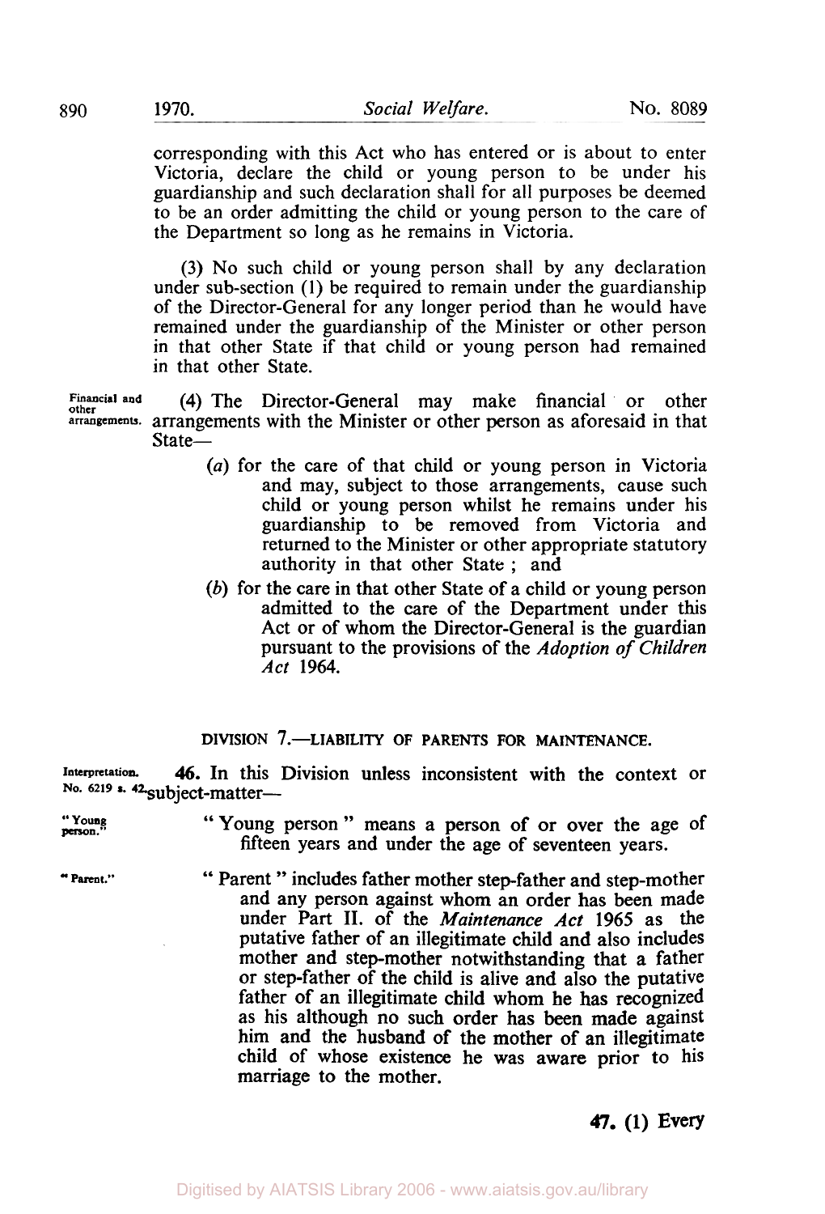corresponding with this Act who has entered or is about to enter Victoria, declare the child or young person to be under his guardianship and such declaration shall for all purposes be deemed to be an order admitting the child or young person to the care of the Department so long as he remains in Victoria.

(3) No such child or young person shall by any declaration under sub-section (1) be required to remain under the guardianship of the Director-General for any longer period than he would have remained under the guardianship of the Minister or other person in that other State if that child or young person had remained in that other State.

Financial and other arrangements.

(4) The Director-General may make financial or other arrangements with the Minister or other person as aforesaid in that State—

- (*a*) for the care of that child or young person in Victoria and may, subject to those arrangements, cause such child or young person whilst he remains under his guardianship to be removed from Victoria and returned to the Minister or other appropriate statutory authority in that other State ; and
- (*b*) for the care in that other State of a child or young person admitted to the care of the Department under this Act or of whom the Director-General is the guardian pursuant to the provisions of the *Adoption of Children Act* 1964.

## DIVISION 7.—LIABILITY OF PARENTS FOR MAINTENANCE.

Interpretation. No. 6219 s. 42.

**46.** In this Division unless inconsistent with the context or subject-matter—

"Young person."

"Young person" means a person of or over the age of fifteen years and under the age of seventeen years.

"Parent."

"Parent" includes father mother step-father and step-mother and any person against whom an order has been made under Part II. of the *Maintenance Act* 1965 as the putative father of an illegitimate child and also includes mother and step-mother notwithstanding that a father or step-father of the child is alive and also the putative father of an illegitimate child whom he has recognized as his although no such order has been made against him and the husband of the mother of an illegitimate child of whose existence he was aware prior to his marriage to the mother.

**47.** (1) Every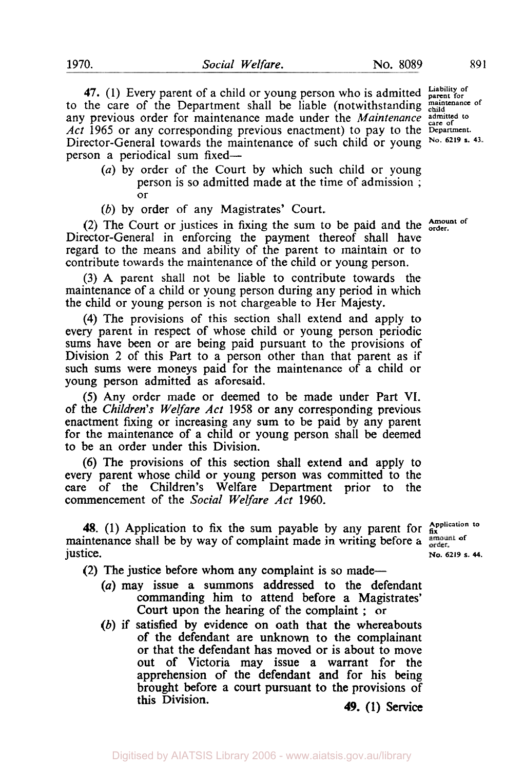**47.** (1) Every parent of a child or young person who is admitted to the care of the Department shall be liable (notwithstanding any previous order for maintenance made under the *Maintenance Act* 1965 or any corresponding previous enactment) to pay to the Director-General towards the maintenance of such child or young person a periodical sum fixed—

Liability of parent for maintenance of child admitted to care of Department. No. 6219 s. 43.

- (*a*) by order of the Court by which such child or young person is so admitted made at the time of admission; or
- (*b*) by order of any Magistrates' Court.

(2) The Court or justices in fixing the sum to be paid and the Director-General in enforcing the payment thereof shall have regard to the means and ability of the parent to maintain or to contribute towards the maintenance of the child or young person.

Amount of order.

(3) A parent shall not be liable to contribute towards the maintenance of a child or young person during any period in which the child or young person is not chargeable to Her Majesty.

(4) The provisions of this section shall extend and apply to every parent in respect of whose child or young person periodic sums have been or are being paid pursuant to the provisions of Division 2 of this Part to a person other than that parent as if such sums were moneys paid for the maintenance of a child or young person admitted as aforesaid.

(5) Any order made or deemed to be made under Part VI. of the *Children's Welfare Act* 1958 or any corresponding previous enactment fixing or increasing any sum to be paid by any parent for the maintenance of a child or young person shall be deemed to be an order under this Division.

(6) The provisions of this section shall extend and apply to every parent whose child or young person was committed to the care of the Children's Welfare Department prior to the commencement of the *Social Welfare Act* 1960.

**48.** (1) Application to fix the sum payable by any parent for maintenance shall be by way of complaint made in writing before a justice.

Application to fix amount of order. No. 6219 s. 44.

(2) The justice before whom any complaint is so made—

- (*a*) may issue a summons addressed to the defendant commanding him to attend before a Magistrates' Court upon the hearing of the complaint; or
- (*b*) if satisfied by evidence on oath that the whereabouts of the defendant are unknown to the complainant or that the defendant has moved or is about to move out of Victoria may issue a warrant for the apprehension of the defendant and for his being brought before a court pursuant to the provisions of this Division.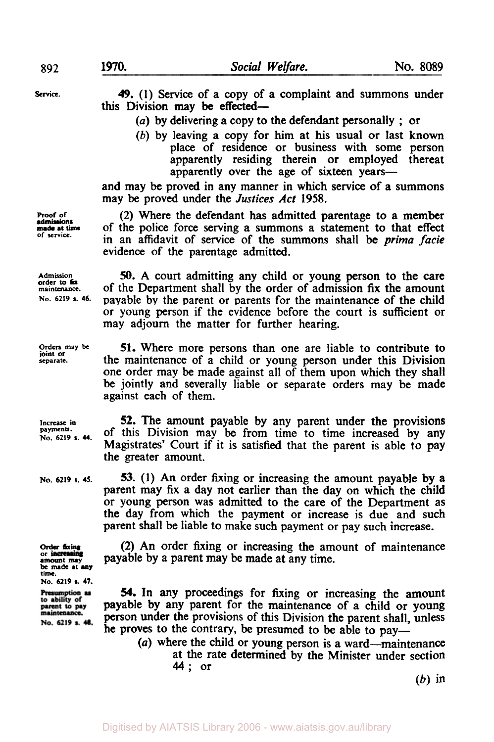Service.

**49.** (1) Service of a copy of a complaint and summons under this Division may be effected—

- (*a*) by delivering a copy to the defendant personally ; or
- (*b*) by leaving a copy for him at his usual or last known place of residence or business with some person apparently residing therein or employed thereat apparently over the age of sixteen years—

and may be proved in any manner in which service of a summons may be proved under the *Justices Act* 1958.

Proof of admissions made at time of service.

(2) Where the defendant has admitted parentage to a member of the police force serving a summons a statement to that effect in an affidavit of service of the summons shall be *prima facie* evidence of the parentage admitted.

Admission order to fix maintenance. No. 6219 s. 46.

**50.** A court admitting any child or young person to the care of the Department shall by the order of admission fix the amount payable by the parent or parents for the maintenance of the child or young person if the evidence before the court is sufficient or may adjourn the matter for further hearing.

Orders may be joint or separate.

**51.** Where more persons than one are liable to contribute to the maintenance of a child or young person under this Division one order may be made against all of them upon which they shall be jointly and severally liable or separate orders may be made against each of them.

Increase in payments. No. 6219 s. 44.

**52.** The amount payable by any parent under the provisions of this Division may be from time to time increased by any Magistrates' Court if it is satisfied that the parent is able to pay the greater amount.

No. 6219 s. 45.

**53.** (1) An order fixing or increasing the amount payable by a parent may fix a day not earlier than the day on which the child or young person was admitted to the care of the Department as the day from which the payment or increase is due and such parent shall be liable to make such payment or pay such increase.

Order fixing or increasing amount may be made at any time. No. 6219 s. 47.

(2) An order fixing or increasing the amount of maintenance payable by a parent may be made at any time.

Presumption as to ability of parent to pay maintenance. No. 6219 s. 48.

**54.** In any proceedings for fixing or increasing the amount payable by any parent for the maintenance of a child or young person under the provisions of this Division the parent shall, unless he proves to the contrary, be presumed to be able to pay—

- (*a*) where the child or young person is a ward—maintenance at the rate determined by the Minister under section 44 ; or

(*b*) in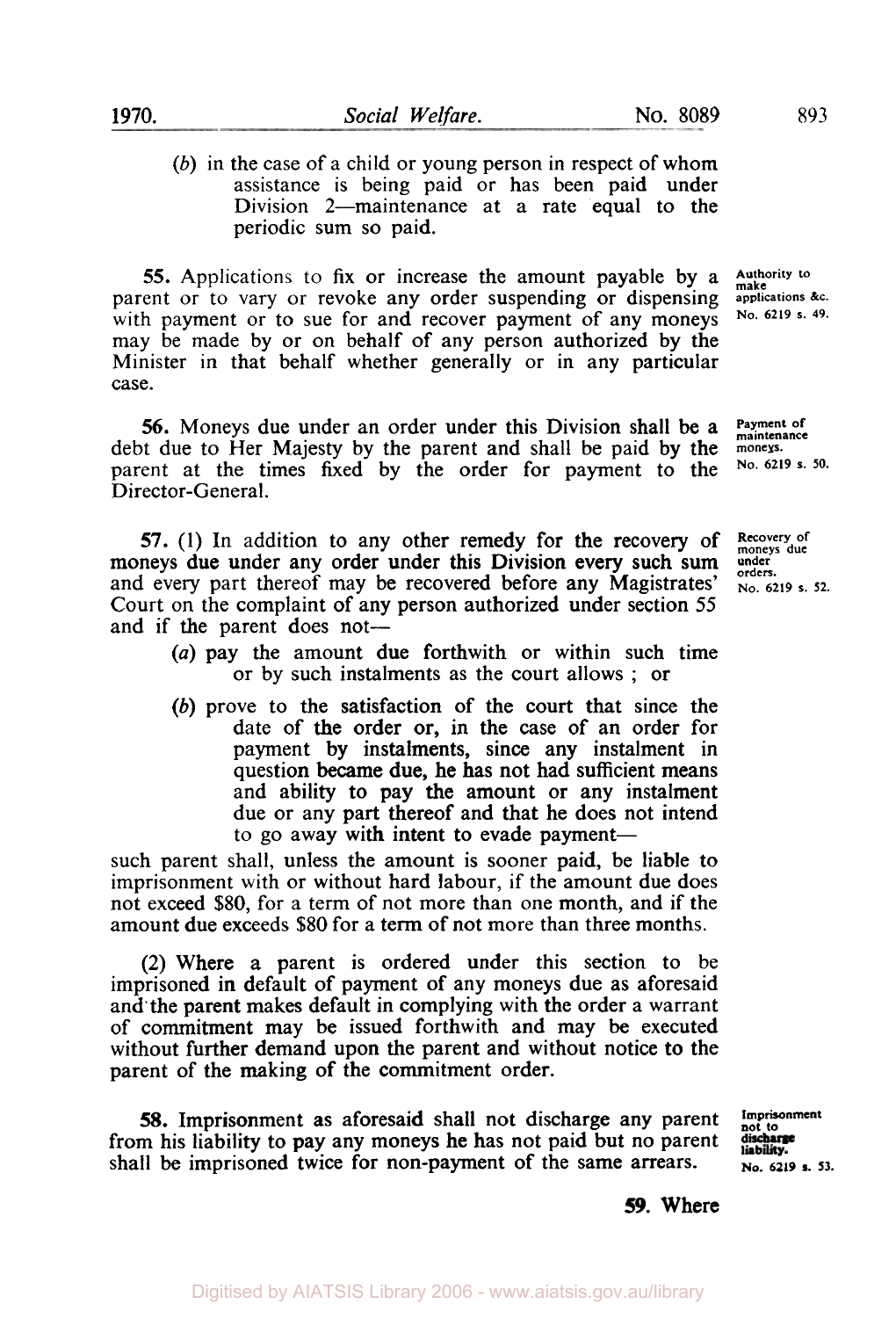(*b*) in the case of a child or young person in respect of whom assistance is being paid or has been paid under Division 2—maintenance at a rate equal to the periodic sum so paid.

**55.** Applications to fix or increase the amount payable by a parent or to vary or revoke any order suspending or dispensing with payment or to sue for and recover payment of any moneys may be made by or on behalf of any person authorized by the Minister in that behalf whether generally or in any particular case.

Authority to make applications &c. No. 6219 s. 49.

**56.** Moneys due under an order under this Division shall be a debt due to Her Majesty by the parent and shall be paid by the parent at the times fixed by the order for payment to the Director-General.

Payment of maintenance moneys. No. 6219 s. 50.

**57.** (1) In addition to any other remedy for the recovery of moneys due under any order under this Division every such sum and every part thereof may be recovered before any Magistrates' Court on the complaint of any person authorized under section 55 and if the parent does not—

Recovery of moneys due under orders. No. 6219 s. 52.

(*a*) pay the amount due forthwith or within such time or by such instalments as the court allows ; or

(*b*) prove to the satisfaction of the court that since the date of the order or, in the case of an order for payment by instalments, since any instalment in question became due, he has not had sufficient means and ability to pay the amount or any instalment due or any part thereof and that he does not intend to go away with intent to evade payment—

such parent shall, unless the amount is sooner paid, be liable to imprisonment with or without hard labour, if the amount due does not exceed $80, for a term of not more than one month, and if the amount due exceeds $80 for a term of not more than three months.

(2) Where a parent is ordered under this section to be imprisoned in default of payment of any moneys due as aforesaid and the parent makes default in complying with the order a warrant of commitment may be issued forthwith and may be executed without further demand upon the parent and without notice to the parent of the making of the commitment order.

**58.** Imprisonment as aforesaid shall not discharge any parent from his liability to pay any moneys he has not paid but no parent shall be imprisoned twice for non-payment of the same arrears.

Imprisonment not to discharge liability. No. 6219 s. 53.

**59.** Where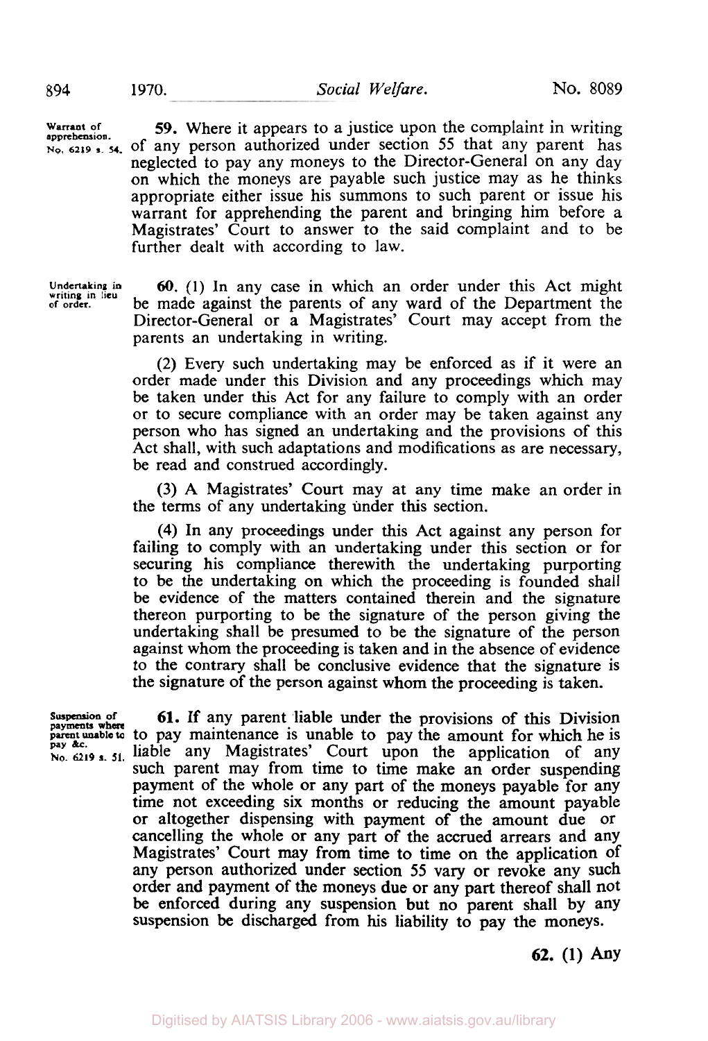**Warrant of apprehension.** No. 6219 s. 54.

**59.** Where it appears to a justice upon the complaint in writing of any person authorized under section 55 that any parent has neglected to pay any moneys to the Director-General on any day on which the moneys are payable such justice may as he thinks appropriate either issue his summons to such parent or issue his warrant for apprehending the parent and bringing him before a Magistrates' Court to answer to the said complaint and to be further dealt with according to law.

**Undertaking in writing in lieu of order.**

**60.** (1) In any case in which an order under this Act might be made against the parents of any ward of the Department the Director-General or a Magistrates' Court may accept from the parents an undertaking in writing.

(2) Every such undertaking may be enforced as if it were an order made under this Division and any proceedings which may be taken under this Act for any failure to comply with an order or to secure compliance with an order may be taken against any person who has signed an undertaking and the provisions of this Act shall, with such adaptations and modifications as are necessary, be read and construed accordingly.

(3) A Magistrates' Court may at any time make an order in the terms of any undertaking under this section.

(4) In any proceedings under this Act against any person for failing to comply with an undertaking under this section or for securing his compliance therewith the undertaking purporting to be the undertaking on which the proceeding is founded shall be evidence of the matters contained therein and the signature thereon purporting to be the signature of the person giving the undertaking shall be presumed to be the signature of the person against whom the proceeding is taken and in the absence of evidence to the contrary shall be conclusive evidence that the signature is the signature of the person against whom the proceeding is taken.

**Suspension of payments where parent unable to pay &c.** No. 6219 s. 51.

**61.** If any parent liable under the provisions of this Division to pay maintenance is unable to pay the amount for which he is liable any Magistrates' Court upon the application of any such parent may from time to time make an order suspending payment of the whole or any part of the moneys payable for any time not exceeding six months or reducing the amount payable or altogether dispensing with payment of the amount due or cancelling the whole or any part of the accrued arrears and any Magistrates' Court may from time to time on the application of any person authorized under section 55 vary or revoke any such order and payment of the moneys due or any part thereof shall not be enforced during any suspension but no parent shall by any suspension be discharged from his liability to pay the moneys.

**62.** (1) Any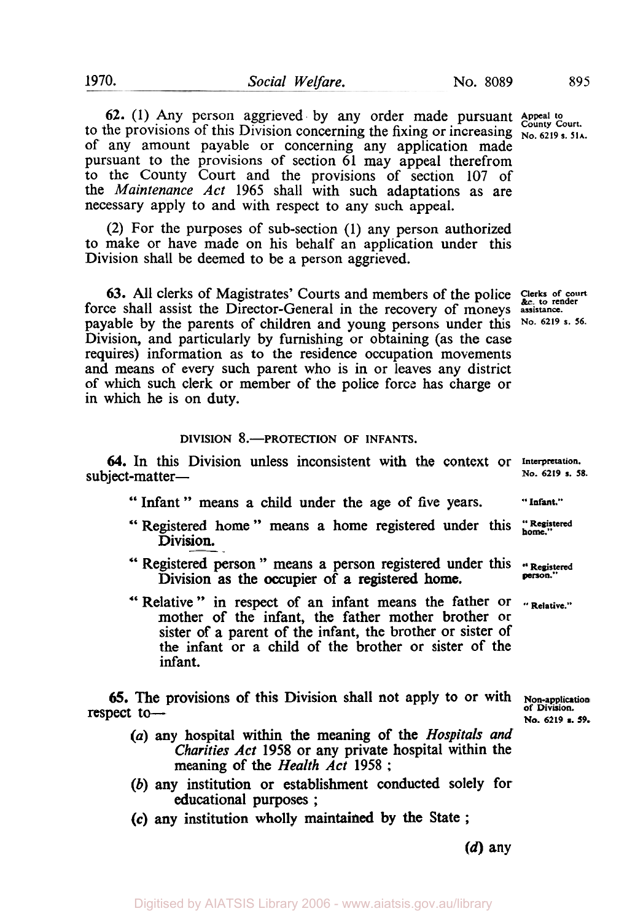**62.** (1) Any person aggrieved by any order made pursuant to the provisions of this Division concerning the fixing or increasing of any amount payable or concerning any application made pursuant to the provisions of section 61 may appeal therefrom to the County Court and the provisions of section 107 of the *Maintenance Act* 1965 shall with such adaptations as are necessary apply to and with respect to any such appeal.

Appeal to County Court. No. 6219 s. 51A.

(2) For the purposes of sub-section (1) any person authorized to make or have made on his behalf an application under this Division shall be deemed to be a person aggrieved.

**63.** All clerks of Magistrates' Courts and members of the police force shall assist the Director-General in the recovery of moneys payable by the parents of children and young persons under this Division, and particularly by furnishing or obtaining (as the case requires) information as to the residence occupation movements and means of every such parent who is in or leaves any district of which such clerk or member of the police force has charge or in which he is on duty.

Clerks of court &c. to render assistance. No. 6219 s. 56.

## DIVISION 8.—PROTECTION OF INFANTS.

**64.** In this Division unless inconsistent with the context or subject-matter—

Interpretation. No. 6219 s. 58.

"Infant" means a child under the age of five years.

"Registered home" means a home registered under this Division.

"Registered person" means a person registered under this Division as the occupier of a registered home.

"Relative" in respect of an infant means the father or mother of the infant, the father mother brother or sister of a parent of the infant, the brother or sister of the infant or a child of the brother or sister of the infant.

**65.** The provisions of this Division shall not apply to or with respect to—

Non-application of Division. No. 6219 s. 59.

(*a*) any hospital within the meaning of the *Hospitals and Charities Act* 1958 or any private hospital within the meaning of the *Health Act* 1958;

(*b*) any institution or establishment conducted solely for educational purposes;

(*c*) any institution wholly maintained by the State;

(*d*) any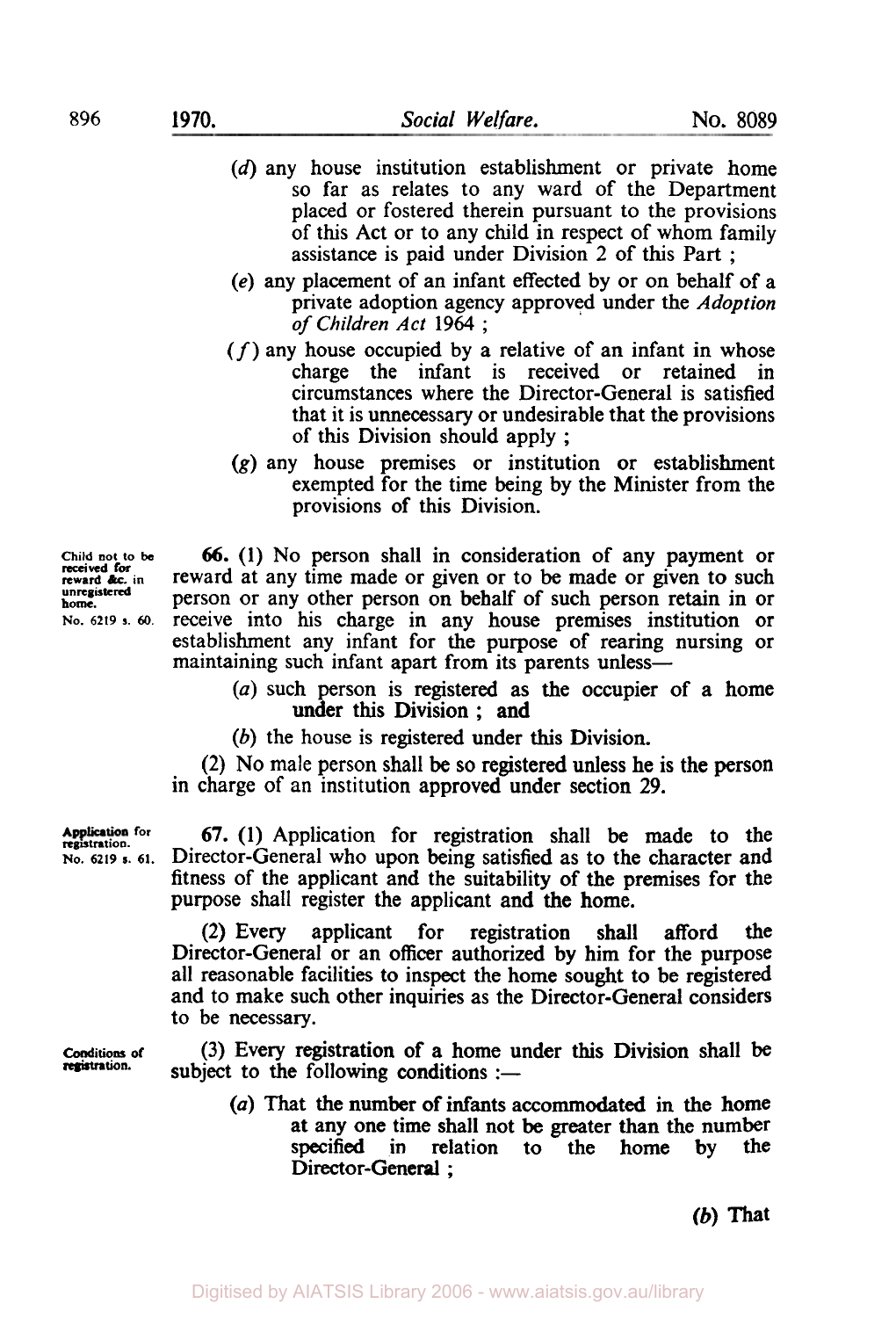(*d*) any house institution establishment or private home so far as relates to any ward of the Department placed or fostered therein pursuant to the provisions of this Act or to any child in respect of whom family assistance is paid under Division 2 of this Part ;

(*e*) any placement of an infant effected by or on behalf of a private adoption agency approved under the *Adoption of Children Act* 1964 ;

(*f*) any house occupied by a relative of an infant in whose charge the infant is received or retained in circumstances where the Director-General is satisfied that it is unnecessary or undesirable that the provisions of this Division should apply ;

(*g*) any house premises or institution or establishment exempted for the time being by the Minister from the provisions of this Division.

Child not to be received for reward &c. in unregistered home. No. 6219 s. 60.

**66.** (1) No person shall in consideration of any payment or reward at any time made or given or to be made or given to such person or any other person on behalf of such person retain in or receive into his charge in any house premises institution or establishment any infant for the purpose of rearing nursing or maintaining such infant apart from its parents unless—

(*a*) such person is registered as the occupier of a home under this Division ; and

(*b*) the house is registered under this Division.

(2) No male person shall be so registered unless he is the person in charge of an institution approved under section 29.

Application for registration. No. 6219 s. 61.

**67.** (1) Application for registration shall be made to the Director-General who upon being satisfied as to the character and fitness of the applicant and the suitability of the premises for the purpose shall register the applicant and the home.

(2) Every applicant for registration shall afford the Director-General or an officer authorized by him for the purpose all reasonable facilities to inspect the home sought to be registered and to make such other inquiries as the Director-General considers to be necessary.

Conditions of registration.

(3) Every registration of a home under this Division shall be subject to the following conditions :—

(*a*) That the number of infants accommodated in the home at any one time shall not be greater than the number specified in relation to the home by the Director-General ;

(*b*) That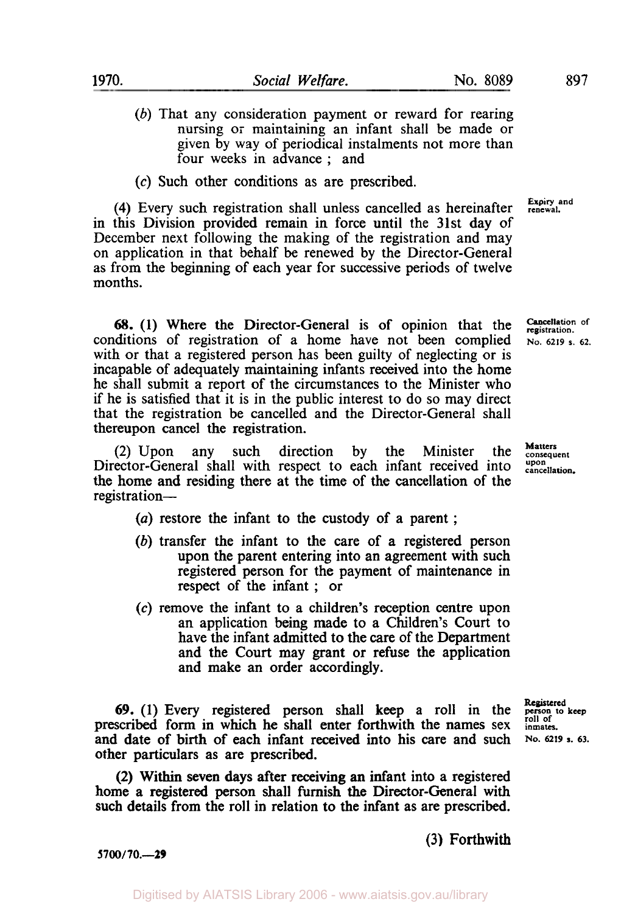(*b*) That any consideration payment or reward for rearing nursing or maintaining an infant shall be made or given by way of periodical instalments not more than four weeks in advance ; and

(*c*) Such other conditions as are prescribed.

**Expiry and renewal.**

(4) Every such registration shall unless cancelled as hereinafter in this Division provided remain in force until the 31st day of December next following the making of the registration and may on application in that behalf be renewed by the Director-General as from the beginning of each year for successive periods of twelve months.

**Cancellation of registration. No. 6219 s. 62.**

**68.** (1) Where the Director-General is of opinion that the conditions of registration of a home have not been complied with or that a registered person has been guilty of neglecting or is incapable of adequately maintaining infants received into the home he shall submit a report of the circumstances to the Minister who if he is satisfied that it is in the public interest to do so may direct that the registration be cancelled and the Director-General shall thereupon cancel the registration.

**Matters consequent upon cancellation.**

(2) Upon any such direction by the Minister the Director-General shall with respect to each infant received into the home and residing there at the time of the cancellation of the registration—

(*a*) restore the infant to the custody of a parent ;

(*b*) transfer the infant to the care of a registered person upon the parent entering into an agreement with such registered person for the payment of maintenance in respect of the infant ; or

(*c*) remove the infant to a children's reception centre upon an application being made to a Children's Court to have the infant admitted to the care of the Department and the Court may grant or refuse the application and make an order accordingly.

**Registered person to keep roll of inmates. No. 6219 s. 63.**

**69.** (1) Every registered person shall keep a roll in the prescribed form in which he shall enter forthwith the names sex and date of birth of each infant received into his care and such other particulars as are prescribed.

(2) Within seven days after receiving an infant into a registered home a registered person shall furnish the Director-General with such details from the roll in relation to the infant as are prescribed.

(3) Forthwith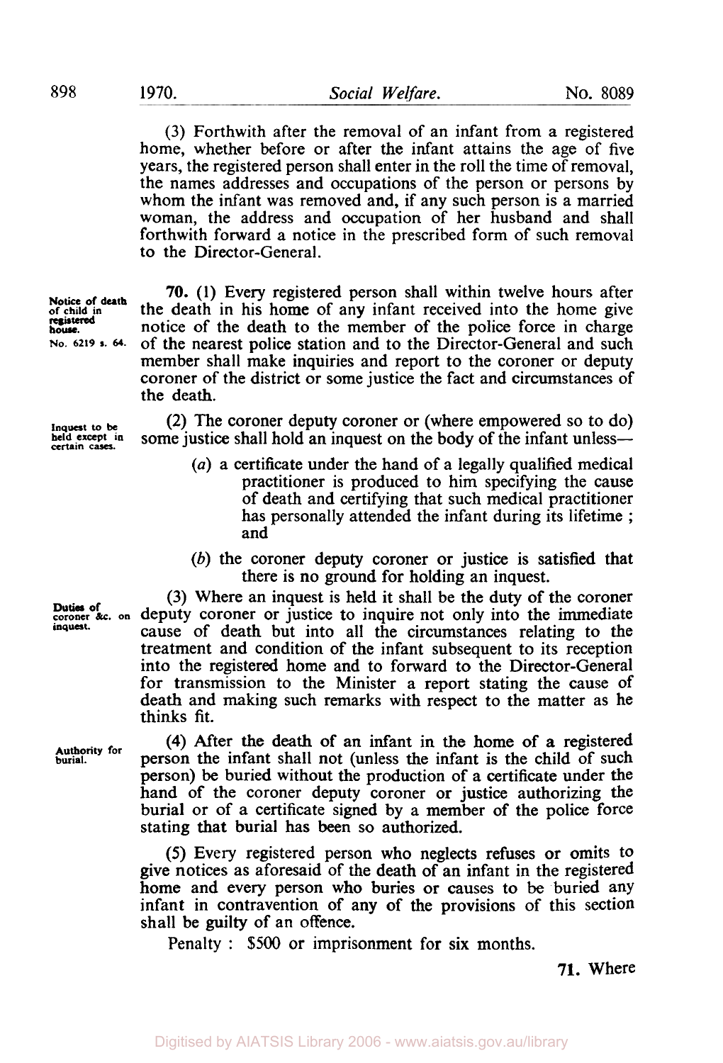(3) Forthwith after the removal of an infant from a registered home, whether before or after the infant attains the age of five years, the registered person shall enter in the roll the time of removal, the names addresses and occupations of the person or persons by whom the infant was removed and, if any such person is a married woman, the address and occupation of her husband and shall forthwith forward a notice in the prescribed form of such removal to the Director-General.

*Notice of death of child in registered house.*
*No. 6219 s. 64.*

**70.** (1) Every registered person shall within twelve hours after the death in his home of any infant received into the home give notice of the death to the member of the police force in charge of the nearest police station and to the Director-General and such member shall make inquiries and report to the coroner or deputy coroner of the district or some justice the fact and circumstances of the death.

*Inquest to be held except in certain cases.*

(2) The coroner deputy coroner or (where empowered so to do) some justice shall hold an inquest on the body of the infant unless—

- (*a*) a certificate under the hand of a legally qualified medical practitioner is produced to him specifying the cause of death and certifying that such medical practitioner has personally attended the infant during its lifetime ; and
- (*b*) the coroner deputy coroner or justice is satisfied that there is no ground for holding an inquest.

*Duties of coroner &c. on inquest.*

(3) Where an inquest is held it shall be the duty of the coroner deputy coroner or justice to inquire not only into the immediate cause of death but into all the circumstances relating to the treatment and condition of the infant subsequent to its reception into the registered home and to forward to the Director-General for transmission to the Minister a report stating the cause of death and making such remarks with respect to the matter as he thinks fit.

*Authority for burial.*

(4) After the death of an infant in the home of a registered person the infant shall not (unless the infant is the child of such person) be buried without the production of a certificate under the hand of the coroner deputy coroner or justice authorizing the burial or of a certificate signed by a member of the police force stating that burial has been so authorized.

(5) Every registered person who neglects refuses or omits to give notices as aforesaid of the death of an infant in the registered home and every person who buries or causes to be buried any infant in contravention of any of the provisions of this section shall be guilty of an offence.

Penalty : $500 or imprisonment for six months.

**71.** Where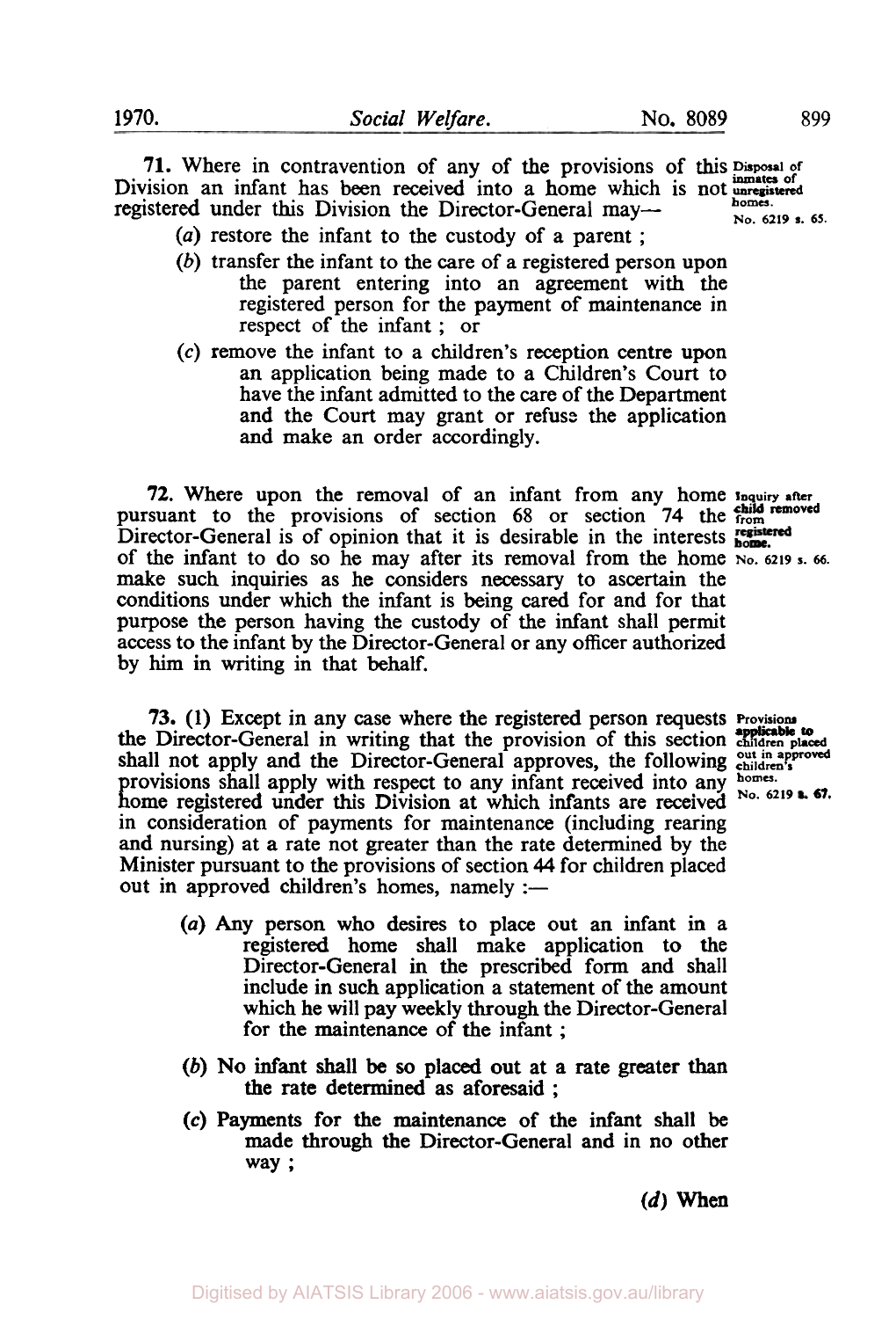**71.** Where in contravention of any of the provisions of this Division an infant has been received into a home which is not registered under this Division the Director-General may—

*Disposal of inmates of unregistered homes. No. 6219 s. 65.*

(*a*) restore the infant to the custody of a parent;

(*b*) transfer the infant to the care of a registered person upon the parent entering into an agreement with the registered person for the payment of maintenance in respect of the infant; or

(*c*) remove the infant to a children's reception centre upon an application being made to a Children's Court to have the infant admitted to the care of the Department and the Court may grant or refuse the application and make an order accordingly.

**72.** Where upon the removal of an infant from any home pursuant to the provisions of section 68 or section 74 the Director-General is of opinion that it is desirable in the interests of the infant to do so he may after its removal from the home make such inquiries as he considers necessary to ascertain the conditions under which the infant is being cared for and for that purpose the person having the custody of the infant shall permit access to the infant by the Director-General or any officer authorized by him in writing in that behalf.

*Inquiry after child removed from registered home. No. 6219 s. 66.*

**73.** (1) Except in any case where the registered person requests the Director-General in writing that the provision of this section shall not apply and the Director-General approves, the following provisions shall apply with respect to any infant received into any home registered under this Division at which infants are received in consideration of payments for maintenance (including rearing and nursing) at a rate not greater than the rate determined by the Minister pursuant to the provisions of section 44 for children placed out in approved children's homes, namely:—

*Provisions applicable to children placed out in approved children's homes. No. 6219 s. 67.*

(*a*) Any person who desires to place out an infant in a registered home shall make application to the Director-General in the prescribed form and shall include in such application a statement of the amount which he will pay weekly through the Director-General for the maintenance of the infant;

(*b*) No infant shall be so placed out at a rate greater than the rate determined as aforesaid;

(*c*) Payments for the maintenance of the infant shall be made through the Director-General and in no other way;

(*d*) When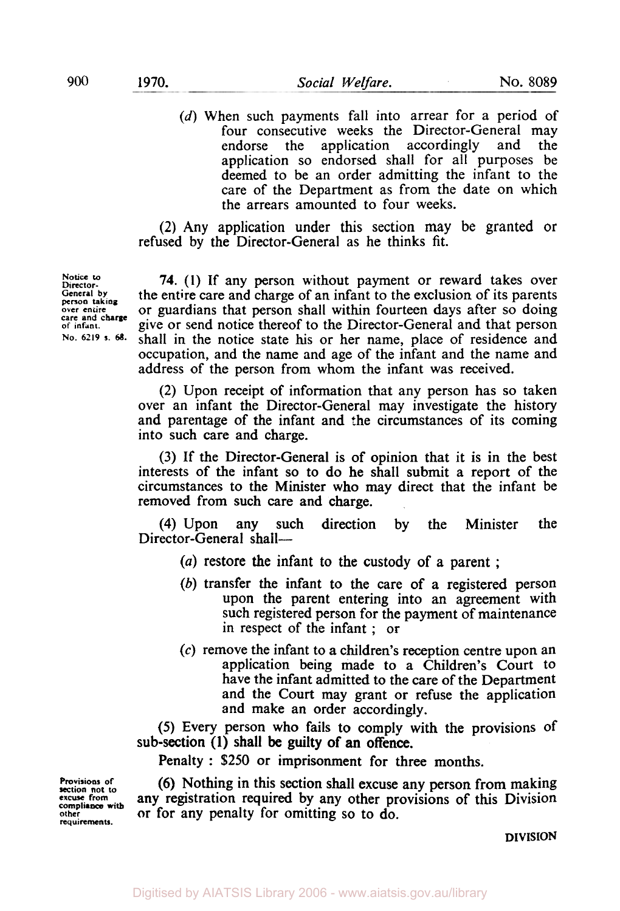(*d*) When such payments fall into arrear for a period of four consecutive weeks the Director-General may endorse the application accordingly and the application so endorsed shall for all purposes be deemed to be an order admitting the infant to the care of the Department as from the date on which the arrears amounted to four weeks.

(2) Any application under this section may be granted or refused by the Director-General as he thinks fit.

Notice to Director-General by person taking over entire care and charge of infant.
No. 6219 s. 68.

**74.** (1) If any person without payment or reward takes over the entire care and charge of an infant to the exclusion of its parents or guardians that person shall within fourteen days after so doing give or send notice thereof to the Director-General and that person shall in the notice state his or her name, place of residence and occupation, and the name and age of the infant and the name and address of the person from whom the infant was received.

(2) Upon receipt of information that any person has so taken over an infant the Director-General may investigate the history and parentage of the infant and the circumstances of its coming into such care and charge.

(3) If the Director-General is of opinion that it is in the best interests of the infant so to do he shall submit a report of the circumstances to the Minister who may direct that the infant be removed from such care and charge.

(4) Upon any such direction by the Minister the Director-General shall—

(*a*) restore the infant to the custody of a parent ;

(*b*) transfer the infant to the care of a registered person upon the parent entering into an agreement with such registered person for the payment of maintenance in respect of the infant ; or

(*c*) remove the infant to a children's reception centre upon an application being made to a Children's Court to have the infant admitted to the care of the Department and the Court may grant or refuse the application and make an order accordingly.

(5) Every person who fails to comply with the provisions of sub-section (1) shall be guilty of an offence.

Penalty : $250 or imprisonment for three months.

Provisions of section not to excuse from compliance with other requirements.

(6) Nothing in this section shall excuse any person from making any registration required by any other provisions of this Division or for any penalty for omitting so to do.

DIVISION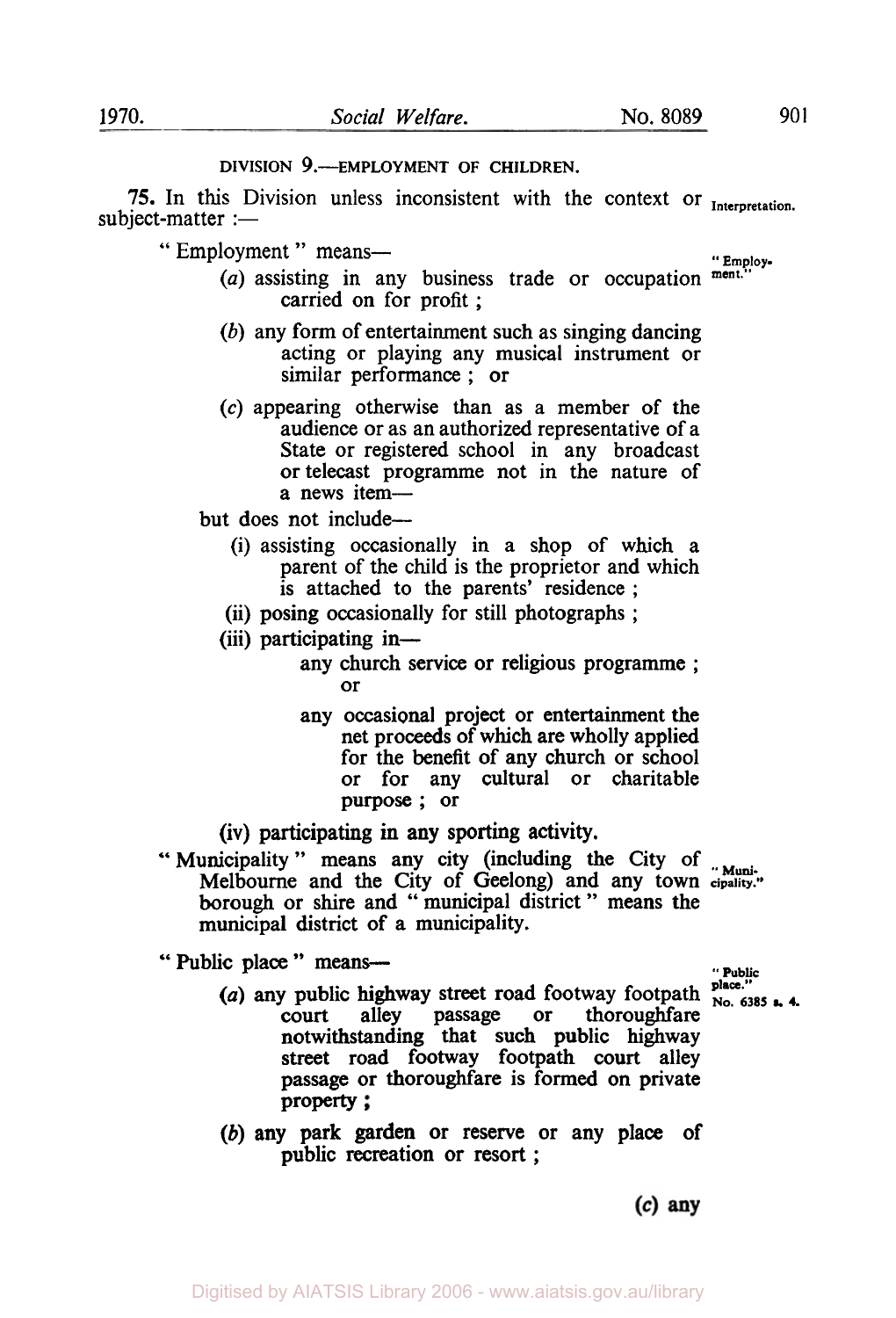DIVISION 9.—EMPLOYMENT OF CHILDREN.

**75.** In this Division unless inconsistent with the context or subject-matter :— Interpretation.

" Employment " means— "Employment."

(*a*) assisting in any business trade or occupation carried on for profit ;

(*b*) any form of entertainment such as singing dancing acting or playing any musical instrument or similar performance ; or

(*c*) appearing otherwise than as a member of the audience or as an authorized representative of a State or registered school in any broadcast or telecast programme not in the nature of a news item—

but does not include—

(i) assisting occasionally in a shop of which a parent of the child is the proprietor and which is attached to the parents' residence ;

(ii) posing occasionally for still photographs ;

(iii) participating in—

any church service or religious programme ; or

any occasional project or entertainment the net proceeds of which are wholly applied for the benefit of any church or school or for any cultural or charitable purpose ; or

(iv) participating in any sporting activity.

" Municipality " means any city (including the City of Melbourne and the City of Geelong) and any town borough or shire and " municipal district " means the municipal district of a municipality. "Municipality."

" Public place " means— "Public place." No. 6385 s. 4.

(*a*) any public highway street road footway footpath court alley passage or thoroughfare notwithstanding that such public highway street road footway footpath court alley passage or thoroughfare is formed on private property ;

(*b*) any park garden or reserve or any place of public recreation or resort ;

(*c*) any